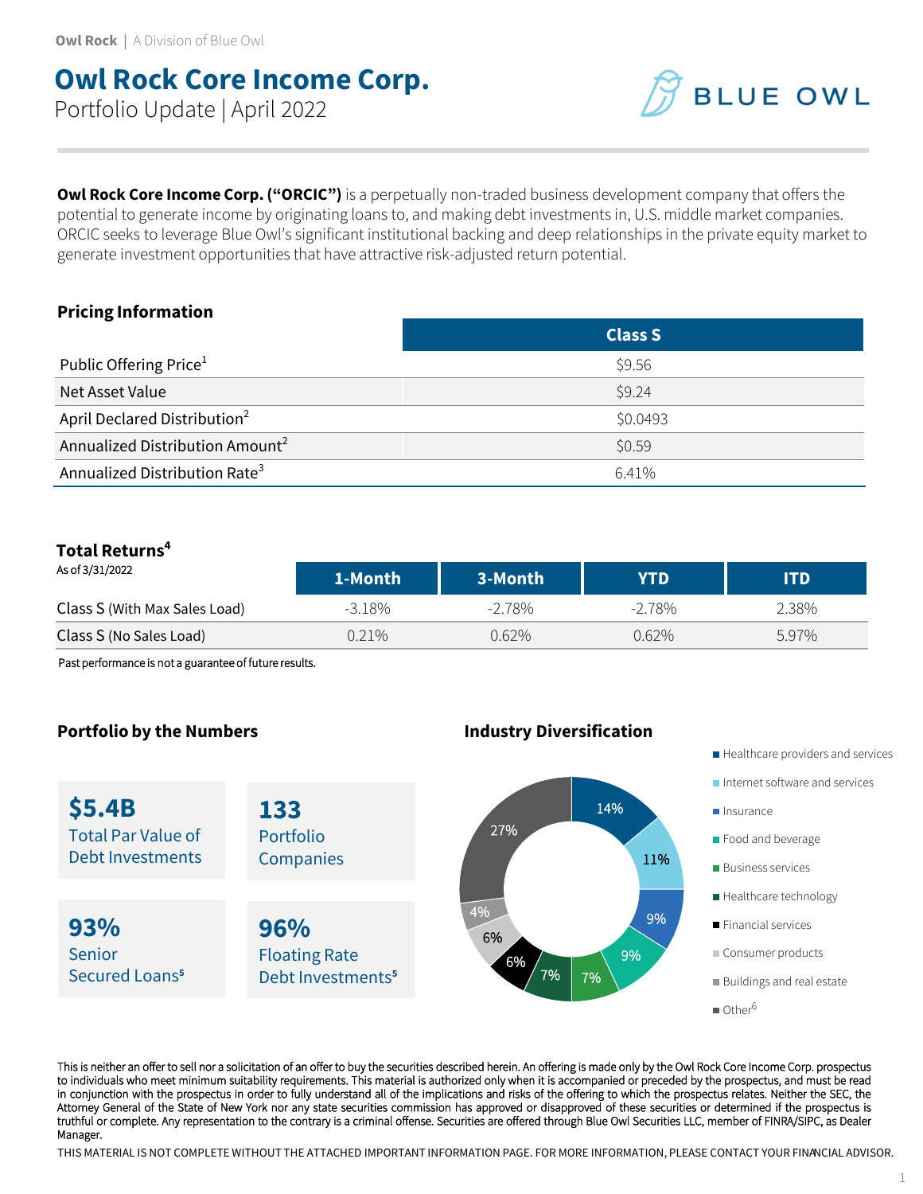Owl Rock | A Division of Blue Owl

# Owl Rock Core Income Corp.

Portfolio Update | April 2022

BLUE OWL

**Owl Rock Core Income Corp. ("ORCIC")** is a perpetually non-traded business development company that offers the potential to generate income by originating loans to, and making debt investments in, U.S. middle market companies. ORCIC seeks to leverage Blue Owl's significant institutional backing and deep relationships in the private equity market to generate investment opportunities that have attractive risk-adjusted return potential.

## Pricing Information

| | Class S |
|---|---|
| Public Offering Price[1] | $9.56 |
| Net Asset Value | $9.24 |
| April Declared Distribution[2] | $0.0493 |
| Annualized Distribution Amount[2] | $0.59 |
| Annualized Distribution Rate[3] | 6.41% |

## Total Returns[4]

As of 3/31/2022

| | 1-Month | 3-Month | YTD | ITD |
|---|---|---|---|---|
| Class S (With Max Sales Load) | -3.18% | -2.78% | -2.78% | 2.38% |
| Class S (No Sales Load) | 0.21% | 0.62% | 0.62% | 5.97% |

Past performance is not a guarantee of future results.

## Portfolio by the Numbers

**$5.4B** Total Par Value of Debt Investments

**133** Portfolio Companies

**93%** Senior Secured Loans[5]

**96%** Floating Rate Debt Investments[5]

## Industry Diversification

| Industry | % |
|---|---|
| Healthcare providers and services | 14% |
| Internet software and services | 11% |
| Insurance | 9% |
| Food and beverage | 9% |
| Business services | 7% |
| Healthcare technology | 7% |
| Financial services | 6% |
| Consumer products | 6% |
| Buildings and real estate | 4% |
| Other[6] | 27% |

This is neither an offer to sell nor a solicitation of an offer to buy the securities described herein. An offering is made only by the Owl Rock Core Income Corp. prospectus to individuals who meet minimum suitability requirements. This material is authorized only when it is accompanied or preceded by the prospectus, and must be read in conjunction with the prospectus in order to fully understand all of the implications and risks of the offering to which the prospectus relates. Neither the SEC, the Attorney General of the State of New York nor any state securities commission has approved or disapproved of these securities or determined if the prospectus is truthful or complete. Any representation to the contrary is a criminal offense. Securities are offered through Blue Owl Securities LLC, member of FINRA/SIPC, as Dealer Manager.

THIS MATERIAL IS NOT COMPLETE WITHOUT THE ATTACHED IMPORTANT INFORMATION PAGE. FOR MORE INFORMATION, PLEASE CONTACT YOUR FINANCIAL ADVISOR.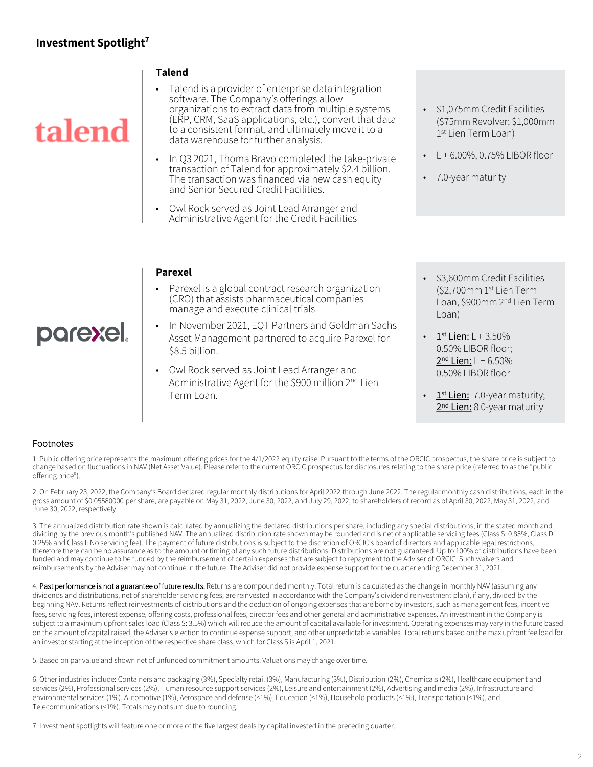## Investment Spotlight[7]

### Talend

talend

- Talend is a provider of enterprise data integration software. The Company's offerings allow organizations to extract data from multiple systems (ERP, CRM, SaaS applications, etc.), convert that data to a consistent format, and ultimately move it to a data warehouse for further analysis.
- In Q3 2021, Thoma Bravo completed the take-private transaction of Talend for approximately $2.4 billion. The transaction was financed via new cash equity and Senior Secured Credit Facilities.
- Owl Rock served as Joint Lead Arranger and Administrative Agent for the Credit Facilities

- $1,075mm Credit Facilities ($75mm Revolver; $1,000mm 1st Lien Term Loan)
- L + 6.00%, 0.75% LIBOR floor
- 7.0-year maturity

---

### Parexel

parexel

- Parexel is a global contract research organization (CRO) that assists pharmaceutical companies manage and execute clinical trials
- In November 2021, EQT Partners and Goldman Sachs Asset Management partnered to acquire Parexel for $8.5 billion.
- Owl Rock served as Joint Lead Arranger and Administrative Agent for the $900 million 2nd Lien Term Loan.

- $3,600mm Credit Facilities ($2,700mm 1st Lien Term Loan, $900mm 2nd Lien Term Loan)
- 1st Lien: L + 3.50% 0.50% LIBOR floor; 2nd Lien: L + 6.50% 0.50% LIBOR floor
- 1st Lien: 7.0-year maturity; 2nd Lien: 8.0-year maturity

### Footnotes

1. Public offering price represents the maximum offering prices for the 4/1/2022 equity raise. Pursuant to the terms of the ORCIC prospectus, the share price is subject to change based on fluctuations in NAV (Net Asset Value). Please refer to the current ORCIC prospectus for disclosures relating to the share price (referred to as the "public offering price").

2. On February 23, 2022, the Company's Board declared regular monthly distributions for April 2022 through June 2022. The regular monthly cash distributions, each in the gross amount of $0.05580000 per share, are payable on May 31, 2022, June 30, 2022, and July 29, 2022, to shareholders of record as of April 30, 2022, May 31, 2022, and June 30, 2022, respectively.

3. The annualized distribution rate shown is calculated by annualizing the declared distributions per share, including any special distributions, in the stated month and dividing by the previous month's published NAV. The annualized distribution rate shown may be rounded and is net of applicable servicing fees (Class S: 0.85%, Class D: 0.25% and Class I: No servicing fee). The payment of future distributions is subject to the discretion of ORCIC's board of directors and applicable legal restrictions, therefore there can be no assurance as to the amount or timing of any such future distributions. Distributions are not guaranteed. Up to 100% of distributions have been funded and may continue to be funded by the reimbursement of certain expenses that are subject to repayment to the Adviser of ORCIC. Such waivers and reimbursements by the Adviser may not continue in the future. The Adviser did not provide expense support for the quarter ending December 31, 2021.

4. Past performance is not a guarantee of future results. Returns are compounded monthly. Total return is calculated as the change in monthly NAV (assuming any dividends and distributions, net of shareholder servicing fees, are reinvested in accordance with the Company's dividend reinvestment plan), if any, divided by the beginning NAV. Returns reflect reinvestments of distributions and the deduction of ongoing expenses that are borne by investors, such as management fees, incentive fees, servicing fees, interest expense, offering costs, professional fees, director fees and other general and administrative expenses. An investment in the Company is subject to a maximum upfront sales load (Class S: 3.5%) which will reduce the amount of capital available for investment. Operating expenses may vary in the future based on the amount of capital raised, the Adviser's election to continue expense support, and other unpredictable variables. Total returns based on the max upfront fee load for an investor starting at the inception of the respective share class, which for Class S is April 1, 2021.

5. Based on par value and shown net of unfunded commitment amounts. Valuations may change over time.

6. Other industries include: Containers and packaging (3%), Specialty retail (3%), Manufacturing (3%), Distribution (2%), Chemicals (2%), Healthcare equipment and services (2%), Professional services (2%), Human resource support services (2%), Leisure and entertainment (2%), Advertising and media (2%), Infrastructure and environmental services (1%), Automotive (1%), Aerospace and defense (<1%), Education (<1%), Household products (<1%), Transportation (<1%), and Telecommunications (<1%). Totals may not sum due to rounding.

7. Investment spotlights will feature one or more of the five largest deals by capital invested in the preceding quarter.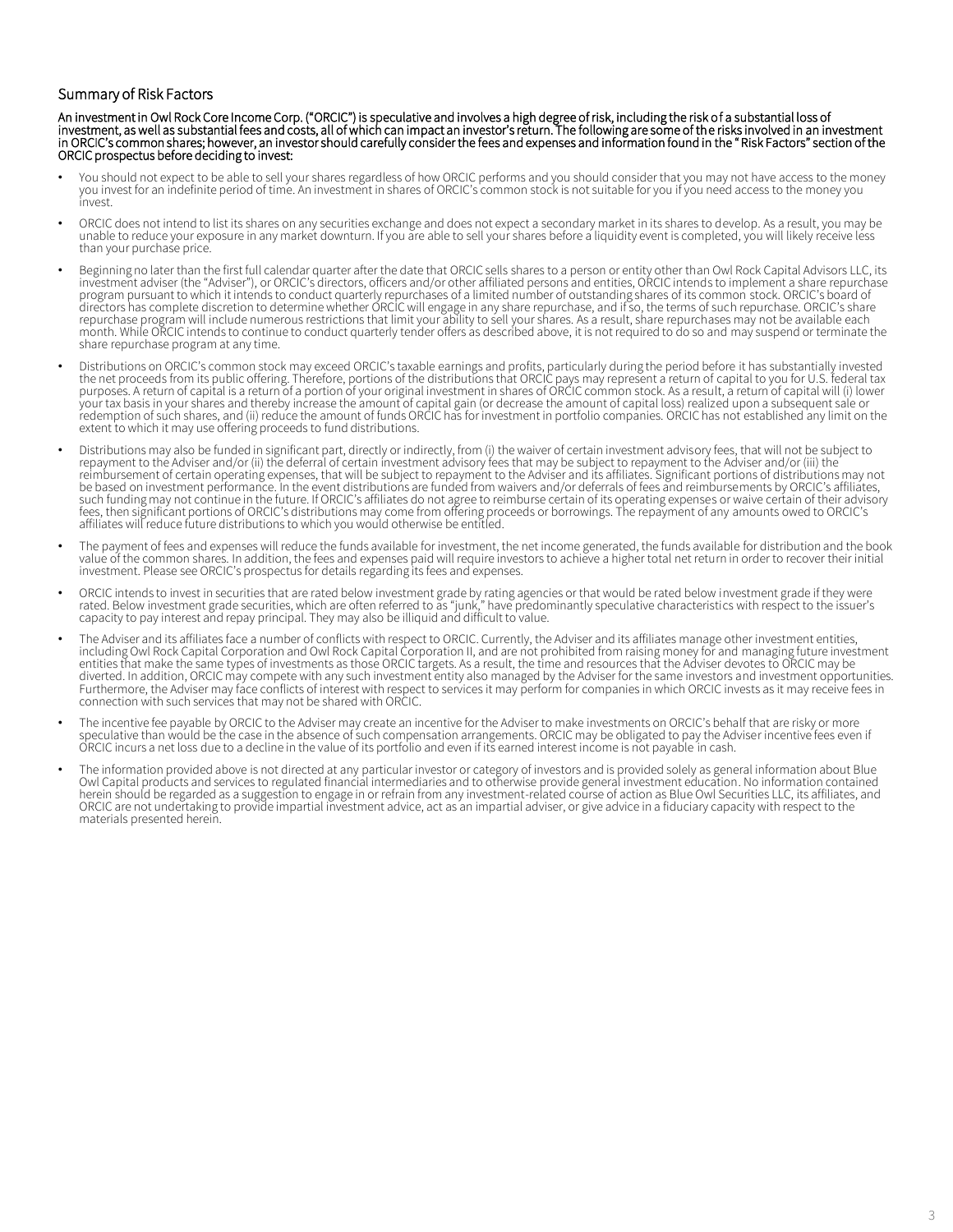## Summary of Risk Factors

**An investment in Owl Rock Core Income Corp. ("ORCIC") is speculative and involves a high degree of risk, including the risk of a substantial loss of investment, as well as substantial fees and costs, all of which can impact an investor's return. The following are some of the risks involved in an investment in ORCIC's common shares; however, an investor should carefully consider the fees and expenses and information found in the " Risk Factors" section of the ORCIC prospectus before deciding to invest:**

- You should not expect to be able to sell your shares regardless of how ORCIC performs and you should consider that you may not have access to the money you invest for an indefinite period of time. An investment in shares of ORCIC's common stock is not suitable for you if you need access to the money you invest.
- ORCIC does not intend to list its shares on any securities exchange and does not expect a secondary market in its shares to develop. As a result, you may be unable to reduce your exposure in any market downturn. If you are able to sell your shares before a liquidity event is completed, you will likely receive less than your purchase price.
- Beginning no later than the first full calendar quarter after the date that ORCIC sells shares to a person or entity other than Owl Rock Capital Advisors LLC, its investment adviser (the "Adviser"), or ORCIC's directors, officers and/or other affiliated persons and entities, ORCIC intends to implement a share repurchase program pursuant to which it intends to conduct quarterly repurchases of a limited number of outstanding shares of its common stock. ORCIC's board of directors has complete discretion to determine whether ORCIC will engage in any share repurchase, and if so, the terms of such repurchase. ORCIC's share repurchase program will include numerous restrictions that limit your ability to sell your shares. As a result, share repurchases may not be available each month. While ORCIC intends to continue to conduct quarterly tender offers as described above, it is not required to do so and may suspend or terminate the share repurchase program at any time.
- Distributions on ORCIC's common stock may exceed ORCIC's taxable earnings and profits, particularly during the period before it has substantially invested the net proceeds from its public offering. Therefore, portions of the distributions that ORCIC pays may represent a return of capital to you for U.S. federal tax purposes. A return of capital is a return of a portion of your original investment in shares of ORCIC common stock. As a result, a return of capital will (i) lower your tax basis in your shares and thereby increase the amount of capital gain (or decrease the amount of capital loss) realized upon a subsequent sale or redemption of such shares, and (ii) reduce the amount of funds ORCIC has for investment in portfolio companies. ORCIC has not established any limit on the extent to which it may use offering proceeds to fund distributions.
- Distributions may also be funded in significant part, directly or indirectly, from (i) the waiver of certain investment advisory fees, that will not be subject to repayment to the Adviser and/or (ii) the deferral of certain investment advisory fees that may be subject to repayment to the Adviser and/or (iii) the reimbursement of certain operating expenses, that will be subject to repayment to the Adviser and its affiliates. Significant portions of distributions may not be based on investment performance. In the event distributions are funded from waivers and/or deferrals of fees and reimbursements by ORCIC's affiliates, such funding may not continue in the future. If ORCIC's affiliates do not agree to reimburse certain of its operating expenses or waive certain of their advisory fees, then significant portions of ORCIC's distributions may come from offering proceeds or borrowings. The repayment of any amounts owed to ORCIC's affiliates will reduce future distributions to which you would otherwise be entitled.
- The payment of fees and expenses will reduce the funds available for investment, the net income generated, the funds available for distribution and the book value of the common shares. In addition, the fees and expenses paid will require investors to achieve a higher total net return in order to recover their initial investment. Please see ORCIC's prospectus for details regarding its fees and expenses.
- ORCIC intends to invest in securities that are rated below investment grade by rating agencies or that would be rated below investment grade if they were rated. Below investment grade securities, which are often referred to as "junk," have predominantly speculative characteristics with respect to the issuer's capacity to pay interest and repay principal. They may also be illiquid and difficult to value.
- The Adviser and its affiliates face a number of conflicts with respect to ORCIC. Currently, the Adviser and its affiliates manage other investment entities, including Owl Rock Capital Corporation and Owl Rock Capital Corporation II, and are not prohibited from raising money for and managing future investment entities that make the same types of investments as those ORCIC targets. As a result, the time and resources that the Adviser devotes to ORCIC may be diverted. In addition, ORCIC may compete with any such investment entity also managed by the Adviser for the same investors and investment opportunities. Furthermore, the Adviser may face conflicts of interest with respect to services it may perform for companies in which ORCIC invests as it may receive fees in connection with such services that may not be shared with ORCIC.
- The incentive fee payable by ORCIC to the Adviser may create an incentive for the Adviser to make investments on ORCIC's behalf that are risky or more speculative than would be the case in the absence of such compensation arrangements. ORCIC may be obligated to pay the Adviser incentive fees even if ORCIC incurs a net loss due to a decline in the value of its portfolio and even if its earned interest income is not payable in cash.
- The information provided above is not directed at any particular investor or category of investors and is provided solely as general information about Blue Owl Capital products and services to regulated financial intermediaries and to otherwise provide general investment education. No information contained herein should be regarded as a suggestion to engage in or refrain from any investment-related course of action as Blue Owl Securities LLC, its affiliates, and ORCIC are not undertaking to provide impartial investment advice, act as an impartial adviser, or give advice in a fiduciary capacity with respect to the materials presented herein.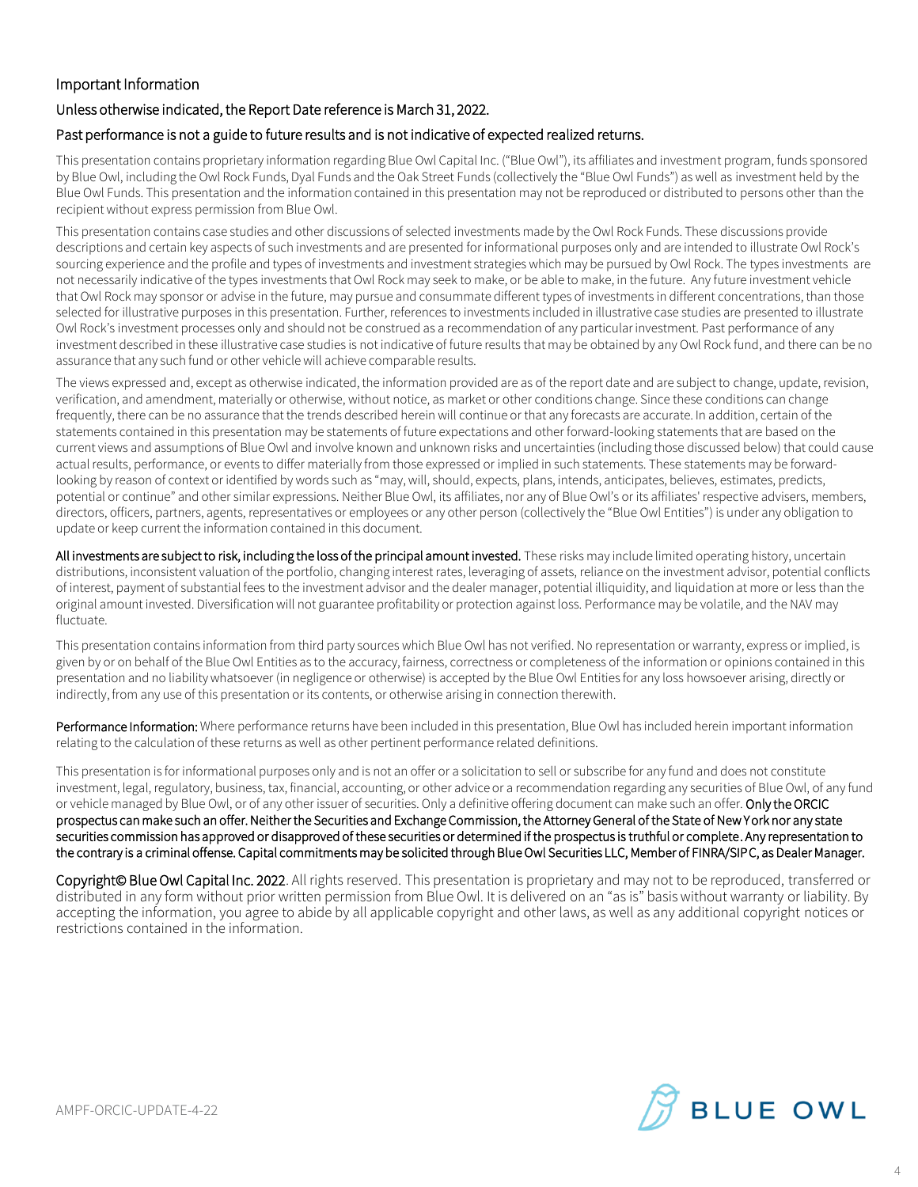## Important Information

### Unless otherwise indicated, the Report Date reference is March 31, 2022.

### Past performance is not a guide to future results and is not indicative of expected realized returns.

This presentation contains proprietary information regarding Blue Owl Capital Inc. ("Blue Owl"), its affiliates and investment program, funds sponsored by Blue Owl, including the Owl Rock Funds, Dyal Funds and the Oak Street Funds (collectively the "Blue Owl Funds") as well as investment held by the Blue Owl Funds. This presentation and the information contained in this presentation may not be reproduced or distributed to persons other than the recipient without express permission from Blue Owl.

This presentation contains case studies and other discussions of selected investments made by the Owl Rock Funds. These discussions provide descriptions and certain key aspects of such investments and are presented for informational purposes only and are intended to illustrate Owl Rock's sourcing experience and the profile and types of investments and investment strategies which may be pursued by Owl Rock. The types investments are not necessarily indicative of the types investments that Owl Rock may seek to make, or be able to make, in the future. Any future investment vehicle that Owl Rock may sponsor or advise in the future, may pursue and consummate different types of investments in different concentrations, than those selected for illustrative purposes in this presentation. Further, references to investments included in illustrative case studies are presented to illustrate Owl Rock's investment processes only and should not be construed as a recommendation of any particular investment. Past performance of any investment described in these illustrative case studies is not indicative of future results that may be obtained by any Owl Rock fund, and there can be no assurance that any such fund or other vehicle will achieve comparable results.

The views expressed and, except as otherwise indicated, the information provided are as of the report date and are subject to change, update, revision, verification, and amendment, materially or otherwise, without notice, as market or other conditions change. Since these conditions can change frequently, there can be no assurance that the trends described herein will continue or that any forecasts are accurate. In addition, certain of the statements contained in this presentation may be statements of future expectations and other forward-looking statements that are based on the current views and assumptions of Blue Owl and involve known and unknown risks and uncertainties (including those discussed below) that could cause actual results, performance, or events to differ materially from those expressed or implied in such statements. These statements may be forward-looking by reason of context or identified by words such as "may, will, should, expects, plans, intends, anticipates, believes, estimates, predicts, potential or continue" and other similar expressions. Neither Blue Owl, its affiliates, nor any of Blue Owl's or its affiliates' respective advisers, members, directors, officers, partners, agents, representatives or employees or any other person (collectively the "Blue Owl Entities") is under any obligation to update or keep current the information contained in this document.

**All investments are subject to risk, including the loss of the principal amount invested.** These risks may include limited operating history, uncertain distributions, inconsistent valuation of the portfolio, changing interest rates, leveraging of assets, reliance on the investment advisor, potential conflicts of interest, payment of substantial fees to the investment advisor and the dealer manager, potential illiquidity, and liquidation at more or less than the original amount invested. Diversification will not guarantee profitability or protection against loss. Performance may be volatile, and the NAV may fluctuate.

This presentation contains information from third party sources which Blue Owl has not verified. No representation or warranty, express or implied, is given by or on behalf of the Blue Owl Entities as to the accuracy, fairness, correctness or completeness of the information or opinions contained in this presentation and no liability whatsoever (in negligence or otherwise) is accepted by the Blue Owl Entities for any loss howsoever arising, directly or indirectly, from any use of this presentation or its contents, or otherwise arising in connection therewith.

**Performance Information:** Where performance returns have been included in this presentation, Blue Owl has included herein important information relating to the calculation of these returns as well as other pertinent performance related definitions.

This presentation is for informational purposes only and is not an offer or a solicitation to sell or subscribe for any fund and does not constitute investment, legal, regulatory, business, tax, financial, accounting, or other advice or a recommendation regarding any securities of Blue Owl, of any fund or vehicle managed by Blue Owl, or of any other issuer of securities. Only a definitive offering document can make such an offer. **Only the ORCIC prospectus can make such an offer. Neither the Securities and Exchange Commission, the Attorney General of the State of New York nor any state securities commission has approved or disapproved of these securities or determined if the prospectus is truthful or complete. Any representation to the contrary is a criminal offense. Capital commitments may be solicited through Blue Owl Securities LLC, Member of FINRA/SIPC, as Dealer Manager.**

**Copyright© Blue Owl Capital Inc. 2022**. All rights reserved. This presentation is proprietary and may not to be reproduced, transferred or distributed in any form without prior written permission from Blue Owl. It is delivered on an "as is" basis without warranty or liability. By accepting the information, you agree to abide by all applicable copyright and other laws, as well as any additional copyright notices or restrictions contained in the information.

AMPF-ORCIC-UPDATE-4-22

BLUE OWL